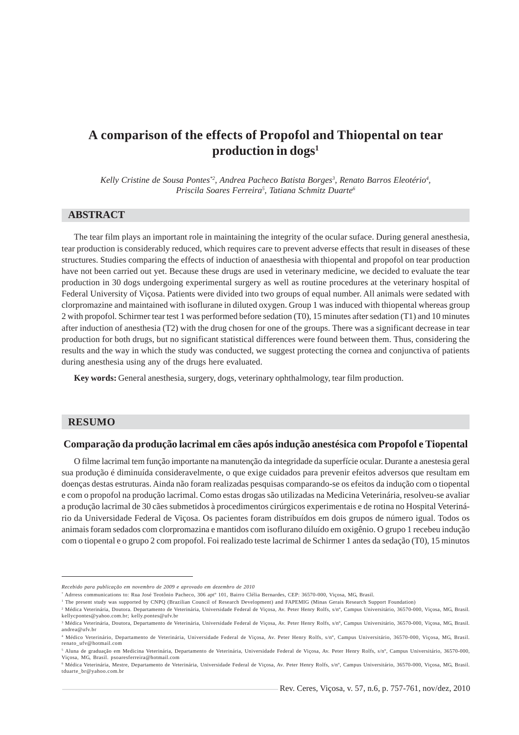# A comparison of the effects of Propofol and Thiopental on tear production in dogs[1]

*Kelly Cristine de Sousa Pontes*[*2], *Andrea Pacheco Batista Borges*[3], *Renato Barros Eleotério*[4], *Priscila Soares Ferreira*[5], *Tatiana Schmitz Duarte*[6]

## ABSTRACT

The tear film plays an important role in maintaining the integrity of the ocular suface. During general anesthesia, tear production is considerably reduced, which requires care to prevent adverse effects that result in diseases of these structures. Studies comparing the effects of induction of anaesthesia with thiopental and propofol on tear production have not been carried out yet. Because these drugs are used in veterinary medicine, we decided to evaluate the tear production in 30 dogs undergoing experimental surgery as well as routine procedures at the veterinary hospital of Federal University of Viçosa. Patients were divided into two groups of equal number. All animals were sedated with clorpromazine and maintained with isoflurane in diluted oxygen. Group 1 was induced with thiopental whereas group 2 with propofol. Schirmer tear test 1 was performed before sedation (T0), 15 minutes after sedation (T1) and 10 minutes after induction of anesthesia (T2) with the drug chosen for one of the groups. There was a significant decrease in tear production for both drugs, but no significant statistical differences were found between them. Thus, considering the results and the way in which the study was conducted, we suggest protecting the cornea and conjunctiva of patients during anesthesia using any of the drugs here evaluated.

**Key words:** General anesthesia, surgery, dogs, veterinary ophthalmology, tear film production.

## RESUMO

### Comparação da produção lacrimal em cães após indução anestésica com Propofol e Tiopental

O filme lacrimal tem função importante na manutenção da integridade da superfície ocular. Durante a anestesia geral sua produção é diminuída consideravelmente, o que exige cuidados para prevenir efeitos adversos que resultam em doenças destas estruturas. Ainda não foram realizadas pesquisas comparando-se os efeitos da indução com o tiopental e com o propofol na produção lacrimal. Como estas drogas são utilizadas na Medicina Veterinária, resolveu-se avaliar a produção lacrimal de 30 cães submetidos à procedimentos cirúrgicos experimentais e de rotina no Hospital Veterinário da Universidade Federal de Viçosa. Os pacientes foram distribuídos em dois grupos de número igual. Todos os animais foram sedados com clorpromazina e mantidos com isoflurano diluído em oxigênio. O grupo 1 recebeu indução com o tiopental e o grupo 2 com propofol. Foi realizado teste lacrimal de Schirmer 1 antes da sedação (T0), 15 minutos

---

*Recebido para publicação em novembro de 2009 e aprovado em dezembro de 2010*

[*] Adrress communications to: Rua José Teotônio Pacheco, 306 aptº 101, Bairro Clélia Bernardes, CEP: 36570-000, Viçosa, MG, Brasil.

[1] The present study was supported by CNPQ (Brazilian Council of Research Development) and FAPEMIG (Minas Gerais Research Support Foundation)

[2] Médica Veterinária, Doutora. Departamento de Veterinária, Universidade Federal de Viçosa, Av. Peter Henry Rolfs, s/nº, Campus Universitário, 36570-000, Viçosa, MG, Brasil. kellycpontes@yahoo.com.br; kelly.pontes@ufv.br

[3] Médica Veterinária, Doutora, Departamento de Veterinária, Universidade Federal de Viçosa, Av. Peter Henry Rolfs, s/nº, Campus Universitário, 36570-000, Viçosa, MG, Brasil. andrea@ufv.br

[4] Médico Veterinário, Departamento de Veterinária, Universidade Federal de Viçosa, Av. Peter Henry Rolfs, s/nº, Campus Universitário, 36570-000, Viçosa, MG, Brasil. renato_ufv@hotmail.com

[5] Aluna de graduação em Medicina Veterinária, Departamento de Veterinária, Universidade Federal de Viçosa, Av. Peter Henry Rolfs, s/nº, Campus Universitário, 36570-000, Viçosa, MG, Brasil. psoaresferreira@hotmail.com

[6] Médica Veterinária, Mestre, Departamento de Veterinária, Universidade Federal de Viçosa, Av. Peter Henry Rolfs, s/nº, Campus Universitário, 36570-000, Viçosa, MG, Brasil. tduarte_br@yahoo.com.br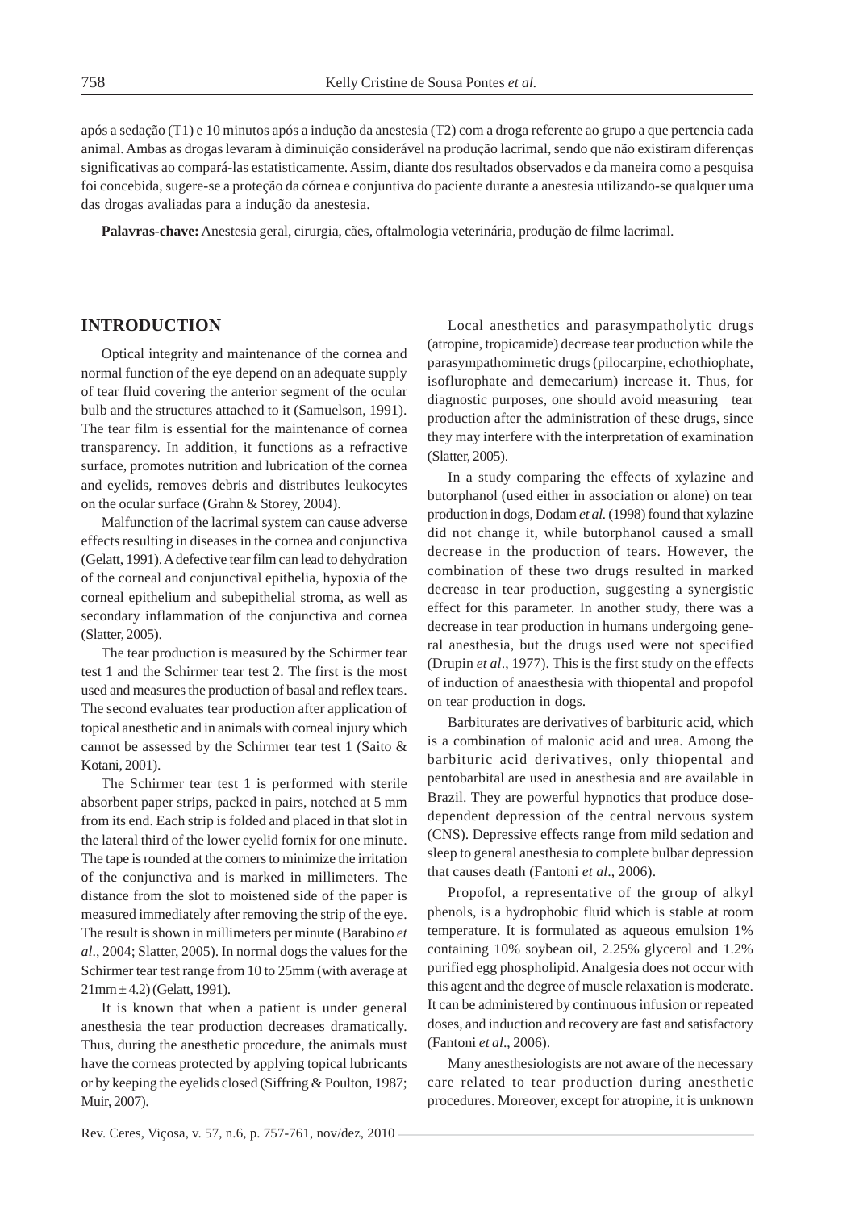após a sedação (T1) e 10 minutos após a indução da anestesia (T2) com a droga referente ao grupo a que pertencia cada animal. Ambas as drogas levaram à diminuição considerável na produção lacrimal, sendo que não existiram diferenças significativas ao compará-las estatisticamente. Assim, diante dos resultados observados e da maneira como a pesquisa foi concebida, sugere-se a proteção da córnea e conjuntiva do paciente durante a anestesia utilizando-se qualquer uma das drogas avaliadas para a indução da anestesia.

**Palavras-chave:** Anestesia geral, cirurgia, cães, oftalmologia veterinária, produção de filme lacrimal.

## INTRODUCTION

Optical integrity and maintenance of the cornea and normal function of the eye depend on an adequate supply of tear fluid covering the anterior segment of the ocular bulb and the structures attached to it (Samuelson, 1991). The tear film is essential for the maintenance of cornea transparency. In addition, it functions as a refractive surface, promotes nutrition and lubrication of the cornea and eyelids, removes debris and distributes leukocytes on the ocular surface (Grahn & Storey, 2004).

Malfunction of the lacrimal system can cause adverse effects resulting in diseases in the cornea and conjunctiva (Gelatt, 1991). A defective tear film can lead to dehydration of the corneal and conjunctival epithelia, hypoxia of the corneal epithelium and subepithelial stroma, as well as secondary inflammation of the conjunctiva and cornea (Slatter, 2005).

The tear production is measured by the Schirmer tear test 1 and the Schirmer tear test 2. The first is the most used and measures the production of basal and reflex tears. The second evaluates tear production after application of topical anesthetic and in animals with corneal injury which cannot be assessed by the Schirmer tear test 1 (Saito & Kotani, 2001).

The Schirmer tear test 1 is performed with sterile absorbent paper strips, packed in pairs, notched at 5 mm from its end. Each strip is folded and placed in that slot in the lateral third of the lower eyelid fornix for one minute. The tape is rounded at the corners to minimize the irritation of the conjunctiva and is marked in millimeters. The distance from the slot to moistened side of the paper is measured immediately after removing the strip of the eye. The result is shown in millimeters per minute (Barabino *et al*., 2004; Slatter, 2005). In normal dogs the values for the Schirmer tear test range from 10 to 25mm (with average at 21mm ± 4.2) (Gelatt, 1991).

It is known that when a patient is under general anesthesia the tear production decreases dramatically. Thus, during the anesthetic procedure, the animals must have the corneas protected by applying topical lubricants or by keeping the eyelids closed (Siffring & Poulton, 1987; Muir, 2007).

Local anesthetics and parasympatholytic drugs (atropine, tropicamide) decrease tear production while the parasympathomimetic drugs (pilocarpine, echothiophate, isoflurophate and demecarium) increase it. Thus, for diagnostic purposes, one should avoid measuring tear production after the administration of these drugs, since they may interfere with the interpretation of examination (Slatter, 2005).

In a study comparing the effects of xylazine and butorphanol (used either in association or alone) on tear production in dogs, Dodam *et al.* (1998) found that xylazine did not change it, while butorphanol caused a small decrease in the production of tears. However, the combination of these two drugs resulted in marked decrease in tear production, suggesting a synergistic effect for this parameter. In another study, there was a decrease in tear production in humans undergoing general anesthesia, but the drugs used were not specified (Drupin *et al*., 1977). This is the first study on the effects of induction of anaesthesia with thiopental and propofol on tear production in dogs.

Barbiturates are derivatives of barbituric acid, which is a combination of malonic acid and urea. Among the barbituric acid derivatives, only thiopental and pentobarbital are used in anesthesia and are available in Brazil. They are powerful hypnotics that produce dose-dependent depression of the central nervous system (CNS). Depressive effects range from mild sedation and sleep to general anesthesia to complete bulbar depression that causes death (Fantoni *et al*., 2006).

Propofol, a representative of the group of alkyl phenols, is a hydrophobic fluid which is stable at room temperature. It is formulated as aqueous emulsion 1% containing 10% soybean oil, 2.25% glycerol and 1.2% purified egg phospholipid. Analgesia does not occur with this agent and the degree of muscle relaxation is moderate. It can be administered by continuous infusion or repeated doses, and induction and recovery are fast and satisfactory (Fantoni *et al*., 2006).

Many anesthesiologists are not aware of the necessary care related to tear production during anesthetic procedures. Moreover, except for atropine, it is unknown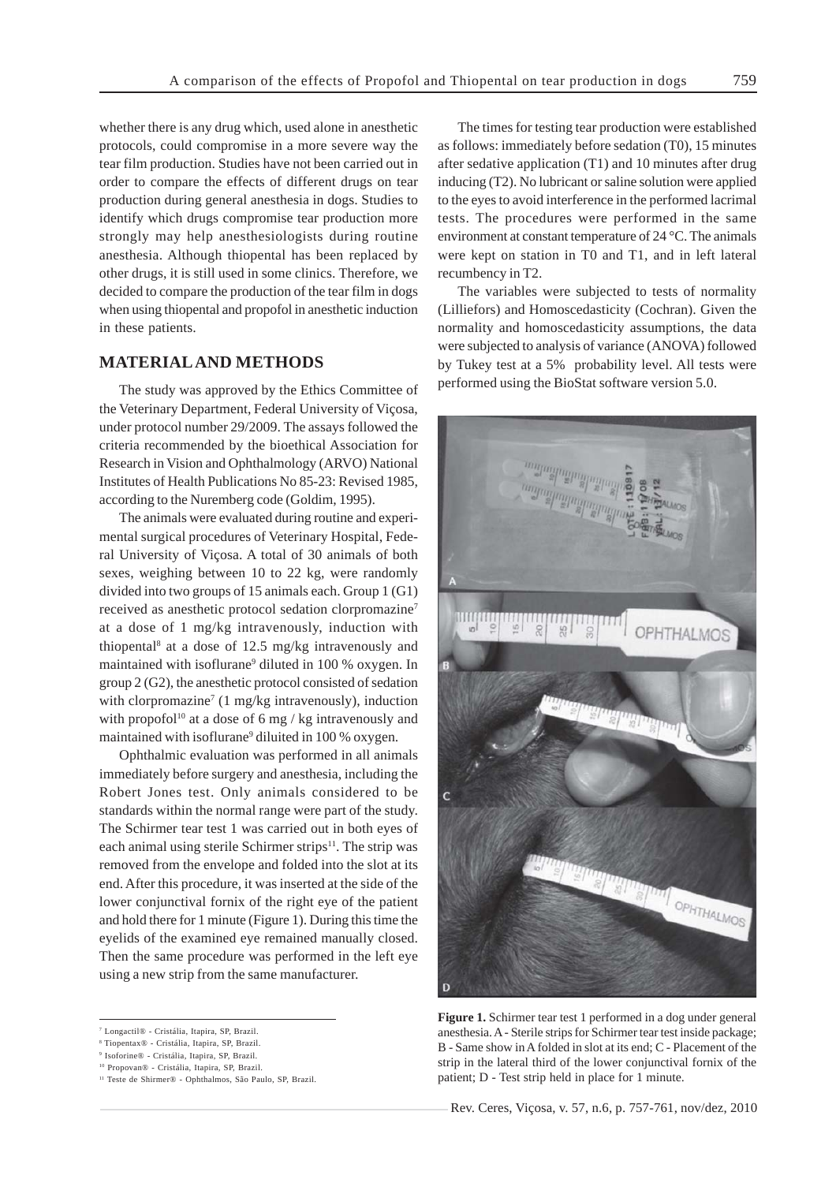whether there is any drug which, used alone in anesthetic protocols, could compromise in a more severe way the tear film production. Studies have not been carried out in order to compare the effects of different drugs on tear production during general anesthesia in dogs. Studies to identify which drugs compromise tear production more strongly may help anesthesiologists during routine anesthesia. Although thiopental has been replaced by other drugs, it is still used in some clinics. Therefore, we decided to compare the production of the tear film in dogs when using thiopental and propofol in anesthetic induction in these patients.

## MATERIAL AND METHODS

The study was approved by the Ethics Committee of the Veterinary Department, Federal University of Viçosa, under protocol number 29/2009. The assays followed the criteria recommended by the bioethical Association for Research in Vision and Ophthalmology (ARVO) National Institutes of Health Publications No 85-23: Revised 1985, according to the Nuremberg code (Goldim, 1995).

The animals were evaluated during routine and experimental surgical procedures of Veterinary Hospital, Federal University of Viçosa. A total of 30 animals of both sexes, weighing between 10 to 22 kg, were randomly divided into two groups of 15 animals each. Group 1 (G1) received as anesthetic protocol sedation clorpromazine[7] at a dose of 1 mg/kg intravenously, induction with thiopental[8] at a dose of 12.5 mg/kg intravenously and maintained with isoflurane[9] diluted in 100 % oxygen. In group 2 (G2), the anesthetic protocol consisted of sedation with clorpromazine[7] (1 mg/kg intravenously), induction with propofol[10] at a dose of 6 mg / kg intravenously and maintained with isoflurane[9] diluited in 100 % oxygen.

Ophthalmic evaluation was performed in all animals immediately before surgery and anesthesia, including the Robert Jones test. Only animals considered to be standards within the normal range were part of the study. The Schirmer tear test 1 was carried out in both eyes of each animal using sterile Schirmer strips[11]. The strip was removed from the envelope and folded into the slot at its end. After this procedure, it was inserted at the side of the lower conjunctival fornix of the right eye of the patient and hold there for 1 minute (Figure 1). During this time the eyelids of the examined eye remained manually closed. Then the same procedure was performed in the left eye using a new strip from the same manufacturer.

The times for testing tear production were established as follows: immediately before sedation (T0), 15 minutes after sedative application (T1) and 10 minutes after drug inducing (T2). No lubricant or saline solution were applied to the eyes to avoid interference in the performed lacrimal tests. The procedures were performed in the same environment at constant temperature of 24 °C. The animals were kept on station in T0 and T1, and in left lateral recumbency in T2.

The variables were subjected to tests of normality (Lilliefors) and Homoscedasticity (Cochran). Given the normality and homoscedasticity assumptions, the data were subjected to analysis of variance (ANOVA) followed by Tukey test at a 5% probability level. All tests were performed using the BioStat software version 5.0.

**Figure 1.** Schirmer tear test 1 performed in a dog under general anesthesia. A - Sterile strips for Schirmer tear test inside package; B - Same show in A folded in slot at its end; C - Placement of the strip in the lateral third of the lower conjunctival fornix of the patient; D - Test strip held in place for 1 minute.

[7] Longactil® - Cristália, Itapira, SP, Brazil.
[8] Tiopentax® - Cristália, Itapira, SP, Brazil.
[9] Isoforine® - Cristália, Itapira, SP, Brazil.
[10] Propovan® - Cristália, Itapira, SP, Brazil.
[11] Teste de Shirmer® - Ophthalmos, São Paulo, SP, Brazil.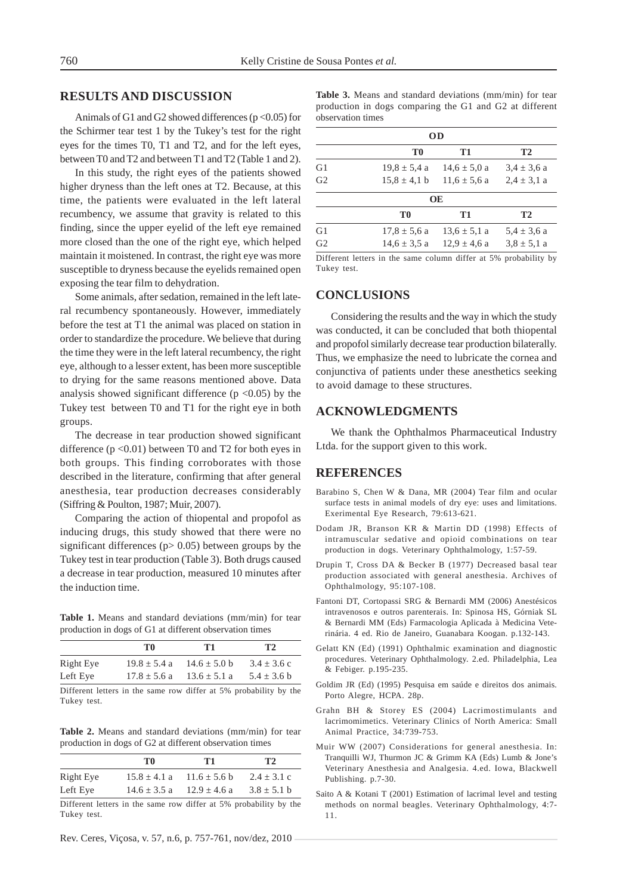## RESULTS AND DISCUSSION

Animals of G1 and G2 showed differences ($p < 0.05$) for the Schirmer tear test 1 by the Tukey's test for the right eyes for the times T0, T1 and T2, and for the left eyes, between T0 and T2 and between T1 and T2 (Table 1 and 2).

In this study, the right eyes of the patients showed higher dryness than the left ones at T2. Because, at this time, the patients were evaluated in the left lateral recumbency, we assume that gravity is related to this finding, since the upper eyelid of the left eye remained more closed than the one of the right eye, which helped maintain it moistened. In contrast, the right eye was more susceptible to dryness because the eyelids remained open exposing the tear film to dehydration.

Some animals, after sedation, remained in the left lateral recumbency spontaneously. However, immediately before the test at T1 the animal was placed on station in order to standardize the procedure. We believe that during the time they were in the left lateral recumbency, the right eye, although to a lesser extent, has been more susceptible to drying for the same reasons mentioned above. Data analysis showed significant difference ($p < 0.05$) by the Tukey test between T0 and T1 for the right eye in both groups.

The decrease in tear production showed significant difference ($p < 0.01$) between T0 and T2 for both eyes in both groups. This finding corroborates with those described in the literature, confirming that after general anesthesia, tear production decreases considerably (Siffring & Poulton, 1987; Muir, 2007).

Comparing the action of thiopental and propofol as inducing drugs, this study showed that there were no significant differences ($p > 0.05$) between groups by the Tukey test in tear production (Table 3). Both drugs caused a decrease in tear production, measured 10 minutes after the induction time.

**Table 1.** Means and standard deviations (mm/min) for tear production in dogs of G1 at different observation times

| | T0 | T1 | T2 |
|---|---|---|---|
| Right Eye | 19.8 ± 5.4 a | 14.6 ± 5.0 b | 3.4 ± 3.6 c |
| Left Eye | 17.8 ± 5.6 a | 13.6 ± 5.1 a | 5.4 ± 3.6 b |

Different letters in the same row differ at 5% probability by the Tukey test.

**Table 2.** Means and standard deviations (mm/min) for tear production in dogs of G2 at different observation times

| | T0 | T1 | T2 |
|---|---|---|---|
| Right Eye | 15.8 ± 4.1 a | 11.6 ± 5.6 b | 2.4 ± 3.1 c |
| Left Eye | 14.6 ± 3.5 a | 12.9 ± 4.6 a | 3.8 ± 5.1 b |

Different letters in the same row differ at 5% probability by the Tukey test.

**Table 3.** Means and standard deviations (mm/min) for tear production in dogs comparing the G1 and G2 at different observation times

| | OD | | |
|---|---|---|---|
| | T0 | T1 | T2 |
| G1 | 19,8 ± 5,4 a | 14,6 ± 5,0 a | 3,4 ± 3,6 a |
| G2 | 15,8 ± 4,1 b | 11,6 ± 5,6 a | 2,4 ± 3,1 a |
| | **OE** | | |
| | T0 | T1 | T2 |
| G1 | 17,8 ± 5,6 a | 13,6 ± 5,1 a | 5,4 ± 3,6 a |
| G2 | 14,6 ± 3,5 a | 12,9 ± 4,6 a | 3,8 ± 5,1 a |

Different letters in the same column differ at 5% probability by Tukey test.

## CONCLUSIONS

Considering the results and the way in which the study was conducted, it can be concluded that both thiopental and propofol similarly decrease tear production bilaterally. Thus, we emphasize the need to lubricate the cornea and conjunctiva of patients under these anesthetics seeking to avoid damage to these structures.

## ACKNOWLEDGMENTS

We thank the Ophthalmos Pharmaceutical Industry Ltda. for the support given to this work.

## REFERENCES

Barabino S, Chen W & Dana, MR (2004) Tear film and ocular surface tests in animal models of dry eye: uses and limitations. Exerimental Eye Research, 79:613-621.

Dodam JR, Branson KR & Martin DD (1998) Effects of intramuscular sedative and opioid combinations on tear production in dogs. Veterinary Ophthalmology, 1:57-59.

Drupin T, Cross DA & Becker B (1977) Decreased basal tear production associated with general anesthesia. Archives of Ophthalmology, 95:107-108.

Fantoni DT, Cortopassi SRG & Bernardi MM (2006) Anestésicos intravenosos e outros parenterais. In: Spinosa HS, Górniak SL & Bernardi MM (Eds) Farmacologia Aplicada à Medicina Veterinária. 4 ed. Rio de Janeiro, Guanabara Koogan. p.132-143.

Gelatt KN (Ed) (1991) Ophthalmic examination and diagnostic procedures. Veterinary Ophthalmology. 2.ed. Philadelphia, Lea & Febiger. p.195-235.

Goldim JR (Ed) (1995) Pesquisa em saúde e direitos dos animais. Porto Alegre, HCPA. 28p.

Grahn BH & Storey ES (2004) Lacrimostimulants and lacrimomimetics. Veterinary Clinics of North America: Small Animal Practice, 34:739-753.

Muir WW (2007) Considerations for general anesthesia. In: Tranquilli WJ, Thurmon JC & Grimm KA (Eds) Lumb & Jone's Veterinary Anesthesia and Analgesia. 4.ed. Iowa, Blackwell Publishing. p.7-30.

Saito A & Kotani T (2001) Estimation of lacrimal level and testing methods on normal beagles. Veterinary Ophthalmology, 4:7-11.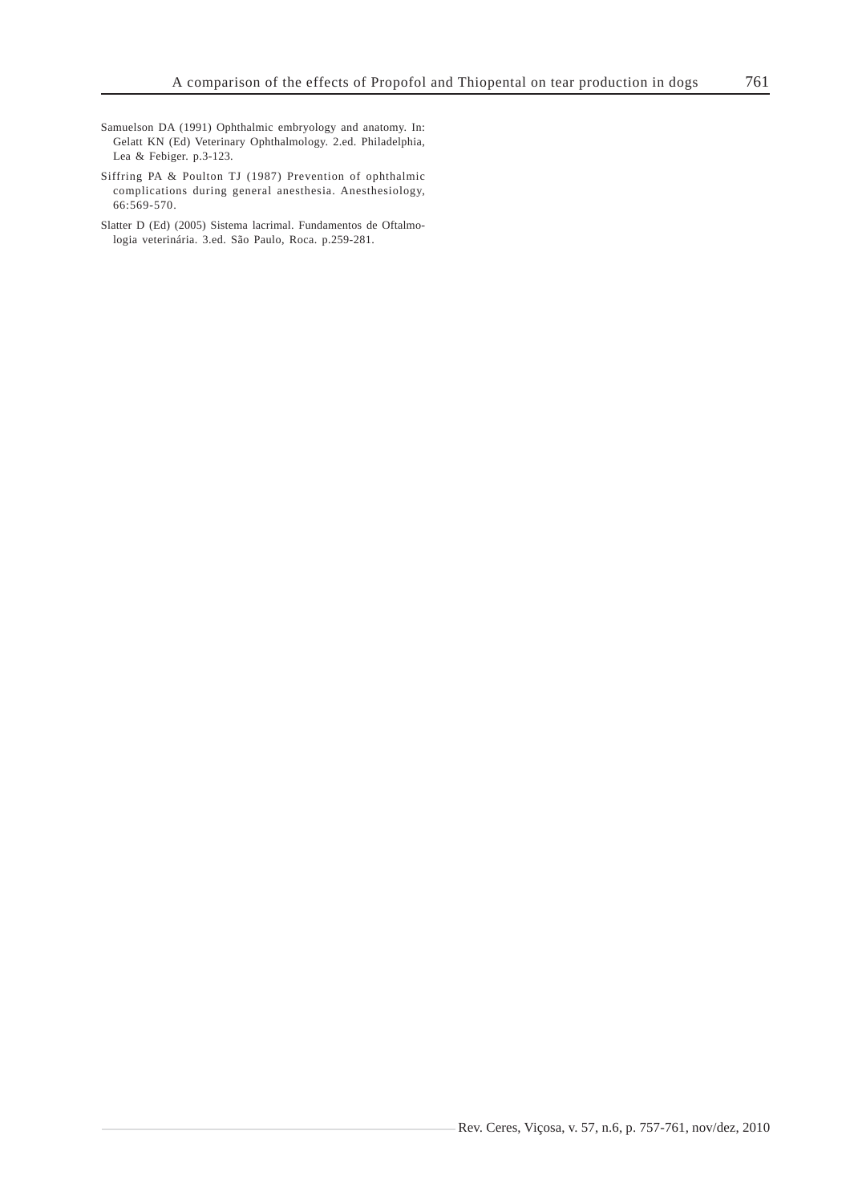Samuelson DA (1991) Ophthalmic embryology and anatomy. In: Gelatt KN (Ed) Veterinary Ophthalmology. 2.ed. Philadelphia, Lea & Febiger. p.3-123.

Siffring PA & Poulton TJ (1987) Prevention of ophthalmic complications during general anesthesia. Anesthesiology, 66:569-570.

Slatter D (Ed) (2005) Sistema lacrimal. Fundamentos de Oftalmologia veterinária. 3.ed. São Paulo, Roca. p.259-281.